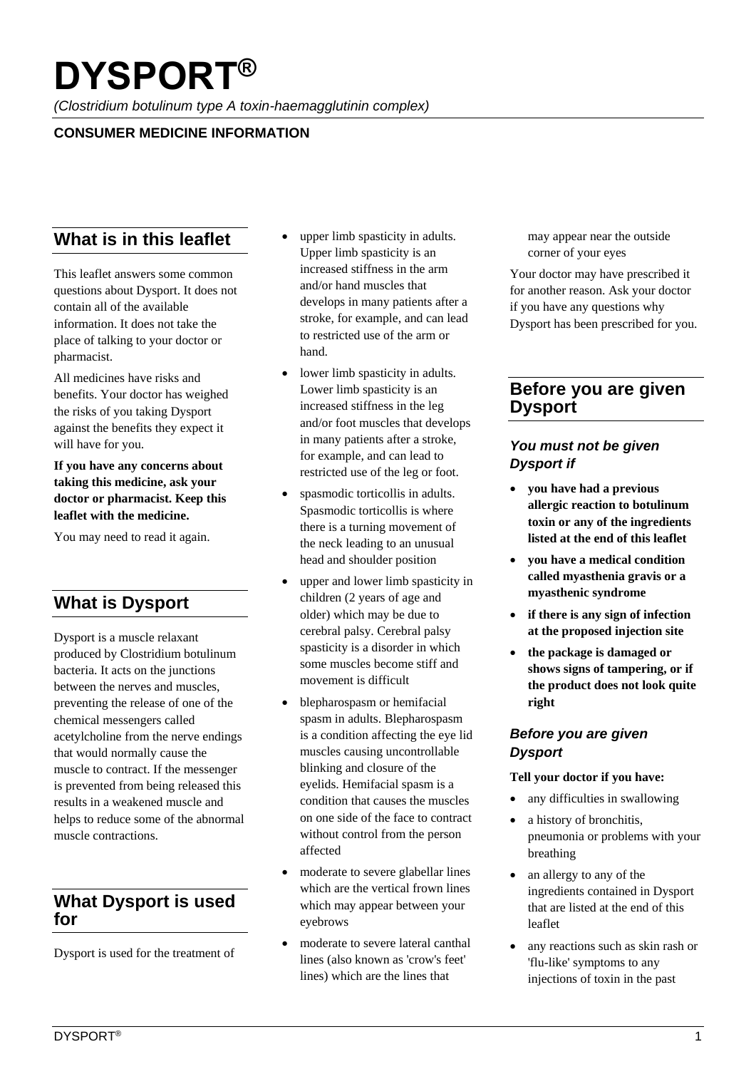# DYSPORT®

*(Clostridium botulinum type A toxin-haemagglutinin complex)*

**CONSUMER MEDICINE INFORMATION**

## What is in this leaflet

This leaflet answers some common questions about Dysport. It does not contain all of the available information. It does not take the place of talking to your doctor or pharmacist.

All medicines have risks and benefits. Your doctor has weighed the risks of you taking Dysport against the benefits they expect it will have for you.

**If you have any concerns about taking this medicine, ask your doctor or pharmacist. Keep this leaflet with the medicine.**

You may need to read it again.

## What is Dysport

Dysport is a muscle relaxant produced by Clostridium botulinum bacteria. It acts on the junctions between the nerves and muscles, preventing the release of one of the chemical messengers called acetylcholine from the nerve endings that would normally cause the muscle to contract. If the messenger is prevented from being released this results in a weakened muscle and helps to reduce some of the abnormal muscle contractions.

## What Dysport is used for

Dysport is used for the treatment of

- upper limb spasticity in adults. Upper limb spasticity is an increased stiffness in the arm and/or hand muscles that develops in many patients after a stroke, for example, and can lead to restricted use of the arm or hand.
- lower limb spasticity in adults. Lower limb spasticity is an increased stiffness in the leg and/or foot muscles that develops in many patients after a stroke, for example, and can lead to restricted use of the leg or foot.
- spasmodic torticollis in adults. Spasmodic torticollis is where there is a turning movement of the neck leading to an unusual head and shoulder position
- upper and lower limb spasticity in children (2 years of age and older) which may be due to cerebral palsy. Cerebral palsy spasticity is a disorder in which some muscles become stiff and movement is difficult
- blepharospasm or hemifacial spasm in adults. Blepharospasm is a condition affecting the eye lid muscles causing uncontrollable blinking and closure of the eyelids. Hemifacial spasm is a condition that causes the muscles on one side of the face to contract without control from the person affected
- moderate to severe glabellar lines which are the vertical frown lines which may appear between your eyebrows
- moderate to severe lateral canthal lines (also known as 'crow's feet' lines) which are the lines that may appear near the outside corner of your eyes

Your doctor may have prescribed it for another reason. Ask your doctor if you have any questions why Dysport has been prescribed for you.

## Before you are given Dysport

### *You must not be given Dysport if*

- **you have had a previous allergic reaction to botulinum toxin or any of the ingredients listed at the end of this leaflet**
- **you have a medical condition called myasthenia gravis or a myasthenic syndrome**
- **if there is any sign of infection at the proposed injection site**
- **the package is damaged or shows signs of tampering, or if the product does not look quite right**

### *Before you are given Dysport*

**Tell your doctor if you have:**

- any difficulties in swallowing
- a history of bronchitis, pneumonia or problems with your breathing
- an allergy to any of the ingredients contained in Dysport that are listed at the end of this leaflet
- any reactions such as skin rash or 'flu-like' symptoms to any injections of toxin in the past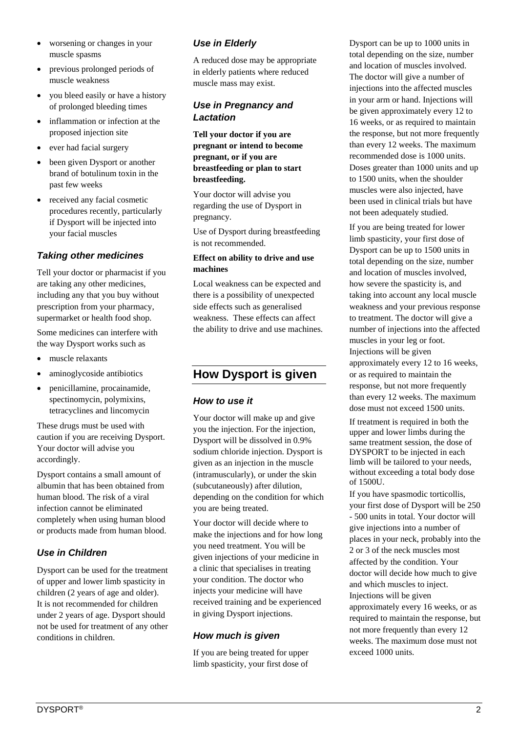- worsening or changes in your muscle spasms
- previous prolonged periods of muscle weakness
- you bleed easily or have a history of prolonged bleeding times
- inflammation or infection at the proposed injection site
- ever had facial surgery
- been given Dysport or another brand of botulinum toxin in the past few weeks
- received any facial cosmetic procedures recently, particularly if Dysport will be injected into your facial muscles

### *Taking other medicines*

Tell your doctor or pharmacist if you are taking any other medicines, including any that you buy without prescription from your pharmacy, supermarket or health food shop.

Some medicines can interfere with the way Dysport works such as

- muscle relaxants
- aminoglycoside antibiotics
- penicillamine, procainamide, spectinomycin, polymixins, tetracyclines and lincomycin

These drugs must be used with caution if you are receiving Dysport. Your doctor will advise you accordingly.

Dysport contains a small amount of albumin that has been obtained from human blood. The risk of a viral infection cannot be eliminated completely when using human blood or products made from human blood.

### *Use in Children*

Dysport can be used for the treatment of upper and lower limb spasticity in children (2 years of age and older). It is not recommended for children under 2 years of age. Dysport should not be used for treatment of any other conditions in children.

### *Use in Elderly*

A reduced dose may be appropriate in elderly patients where reduced muscle mass may exist.

### *Use in Pregnancy and Lactation*

**Tell your doctor if you are pregnant or intend to become pregnant, or if you are breastfeeding or plan to start breastfeeding.**

Your doctor will advise you regarding the use of Dysport in pregnancy.

Use of Dysport during breastfeeding is not recommended.

**Effect on ability to drive and use machines**

Local weakness can be expected and there is a possibility of unexpected side effects such as generalised weakness. These effects can affect the ability to drive and use machines.

## How Dysport is given

### *How to use it*

Your doctor will make up and give you the injection. For the injection, Dysport will be dissolved in 0.9% sodium chloride injection. Dysport is given as an injection in the muscle (intramuscularly), or under the skin (subcutaneously) after dilution, depending on the condition for which you are being treated.

Your doctor will decide where to make the injections and for how long you need treatment. You will be given injections of your medicine in a clinic that specialises in treating your condition. The doctor who injects your medicine will have received training and be experienced in giving Dysport injections.

### *How much is given*

If you are being treated for upper limb spasticity, your first dose of Dysport can be up to 1000 units in total depending on the size, number and location of muscles involved. The doctor will give a number of injections into the affected muscles in your arm or hand. Injections will be given approximately every 12 to 16 weeks, or as required to maintain the response, but not more frequently than every 12 weeks. The maximum recommended dose is 1000 units. Doses greater than 1000 units and up to 1500 units, when the shoulder muscles were also injected, have been used in clinical trials but have not been adequately studied.

If you are being treated for lower limb spasticity, your first dose of Dysport can be up to 1500 units in total depending on the size, number and location of muscles involved, how severe the spasticity is, and taking into account any local muscle weakness and your previous response to treatment. The doctor will give a number of injections into the affected muscles in your leg or foot. Injections will be given approximately every 12 to 16 weeks, or as required to maintain the response, but not more frequently than every 12 weeks. The maximum dose must not exceed 1500 units.

If treatment is required in both the upper and lower limbs during the same treatment session, the dose of DYSPORT to be injected in each limb will be tailored to your needs, without exceeding a total body dose of 1500U.

If you have spasmodic torticollis, your first dose of Dysport will be 250 - 500 units in total. Your doctor will give injections into a number of places in your neck, probably into the 2 or 3 of the neck muscles most affected by the condition. Your doctor will decide how much to give and which muscles to inject. Injections will be given approximately every 16 weeks, or as required to maintain the response, but not more frequently than every 12 weeks. The maximum dose must not exceed 1000 units.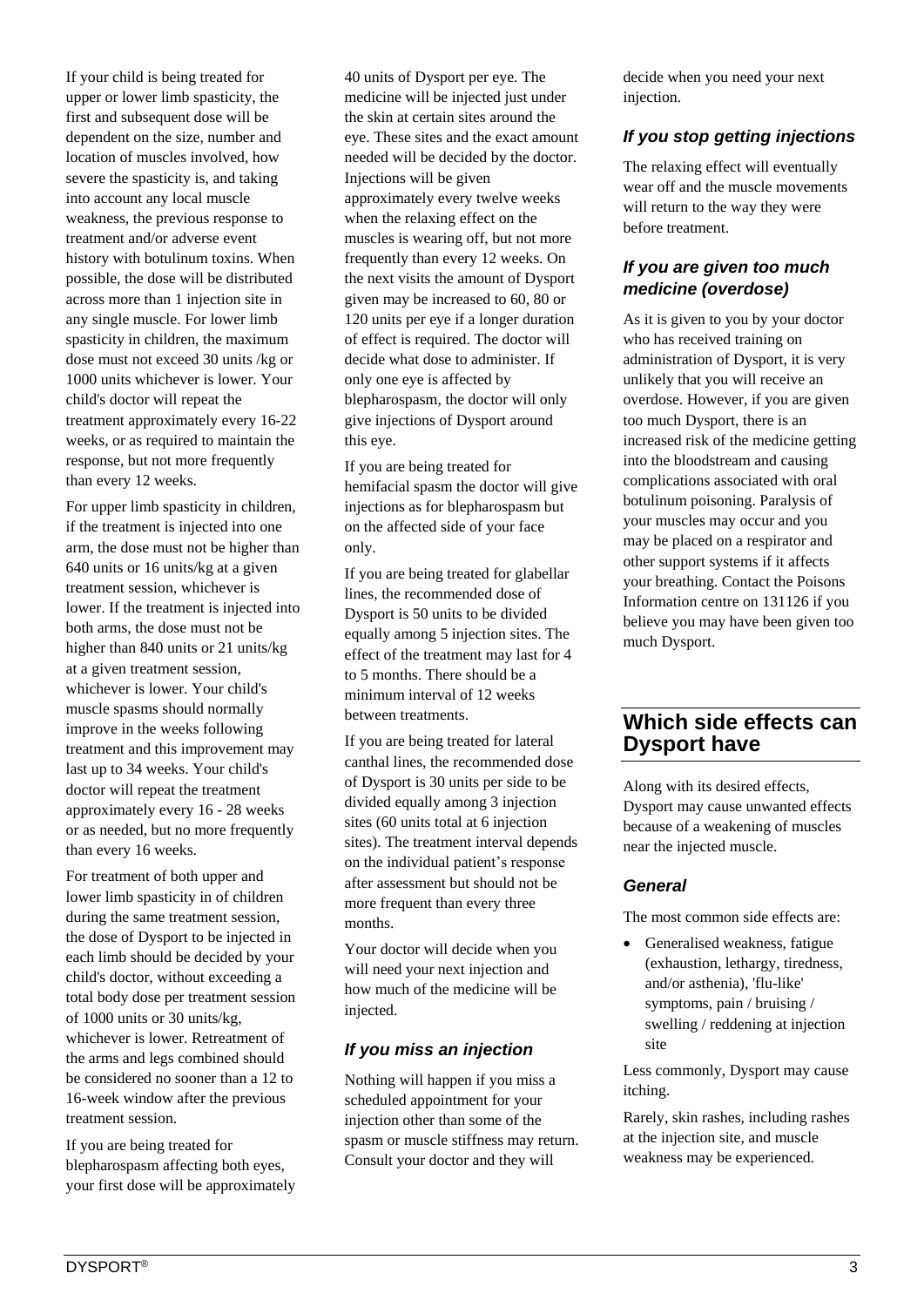If your child is being treated for upper or lower limb spasticity, the first and subsequent dose will be dependent on the size, number and location of muscles involved, how severe the spasticity is, and taking into account any local muscle weakness, the previous response to treatment and/or adverse event history with botulinum toxins. When possible, the dose will be distributed across more than 1 injection site in any single muscle. For lower limb spasticity in children, the maximum dose must not exceed 30 units /kg or 1000 units whichever is lower. Your child's doctor will repeat the treatment approximately every 16-22 weeks, or as required to maintain the response, but not more frequently than every 12 weeks.

For upper limb spasticity in children, if the treatment is injected into one arm, the dose must not be higher than 640 units or 16 units/kg at a given treatment session, whichever is lower. If the treatment is injected into both arms, the dose must not be higher than 840 units or 21 units/kg at a given treatment session, whichever is lower. Your child's muscle spasms should normally improve in the weeks following treatment and this improvement may last up to 34 weeks. Your child's doctor will repeat the treatment approximately every 16 - 28 weeks or as needed, but no more frequently than every 16 weeks.

For treatment of both upper and lower limb spasticity in of children during the same treatment session, the dose of Dysport to be injected in each limb should be decided by your child's doctor, without exceeding a total body dose per treatment session of 1000 units or 30 units/kg, whichever is lower. Retreatment of the arms and legs combined should be considered no sooner than a 12 to 16-week window after the previous treatment session.

If you are being treated for blepharospasm affecting both eyes, your first dose will be approximately 40 units of Dysport per eye. The medicine will be injected just under the skin at certain sites around the eye. These sites and the exact amount needed will be decided by the doctor. Injections will be given approximately every twelve weeks when the relaxing effect on the muscles is wearing off, but not more frequently than every 12 weeks. On the next visits the amount of Dysport given may be increased to 60, 80 or 120 units per eye if a longer duration of effect is required. The doctor will decide what dose to administer. If only one eye is affected by blepharospasm, the doctor will only give injections of Dysport around this eye.

If you are being treated for hemifacial spasm the doctor will give injections as for blepharospasm but on the affected side of your face only.

If you are being treated for glabellar lines, the recommended dose of Dysport is 50 units to be divided equally among 5 injection sites. The effect of the treatment may last for 4 to 5 months. There should be a minimum interval of 12 weeks between treatments.

If you are being treated for lateral canthal lines, the recommended dose of Dysport is 30 units per side to be divided equally among 3 injection sites (60 units total at 6 injection sites). The treatment interval depends on the individual patient's response after assessment but should not be more frequent than every three months.

Your doctor will decide when you will need your next injection and how much of the medicine will be injected.

### *If you miss an injection*

Nothing will happen if you miss a scheduled appointment for your injection other than some of the spasm or muscle stiffness may return. Consult your doctor and they will decide when you need your next injection.

### *If you stop getting injections*

The relaxing effect will eventually wear off and the muscle movements will return to the way they were before treatment.

### *If you are given too much medicine (overdose)*

As it is given to you by your doctor who has received training on administration of Dysport, it is very unlikely that you will receive an overdose. However, if you are given too much Dysport, there is an increased risk of the medicine getting into the bloodstream and causing complications associated with oral botulinum poisoning. Paralysis of your muscles may occur and you may be placed on a respirator and other support systems if it affects your breathing. Contact the Poisons Information centre on 131126 if you believe you may have been given too much Dysport.

## Which side effects can Dysport have

Along with its desired effects, Dysport may cause unwanted effects because of a weakening of muscles near the injected muscle.

### *General*

The most common side effects are:

- Generalised weakness, fatigue (exhaustion, lethargy, tiredness, and/or asthenia), 'flu-like' symptoms, pain / bruising / swelling / reddening at injection site

Less commonly, Dysport may cause itching.

Rarely, skin rashes, including rashes at the injection site, and muscle weakness may be experienced.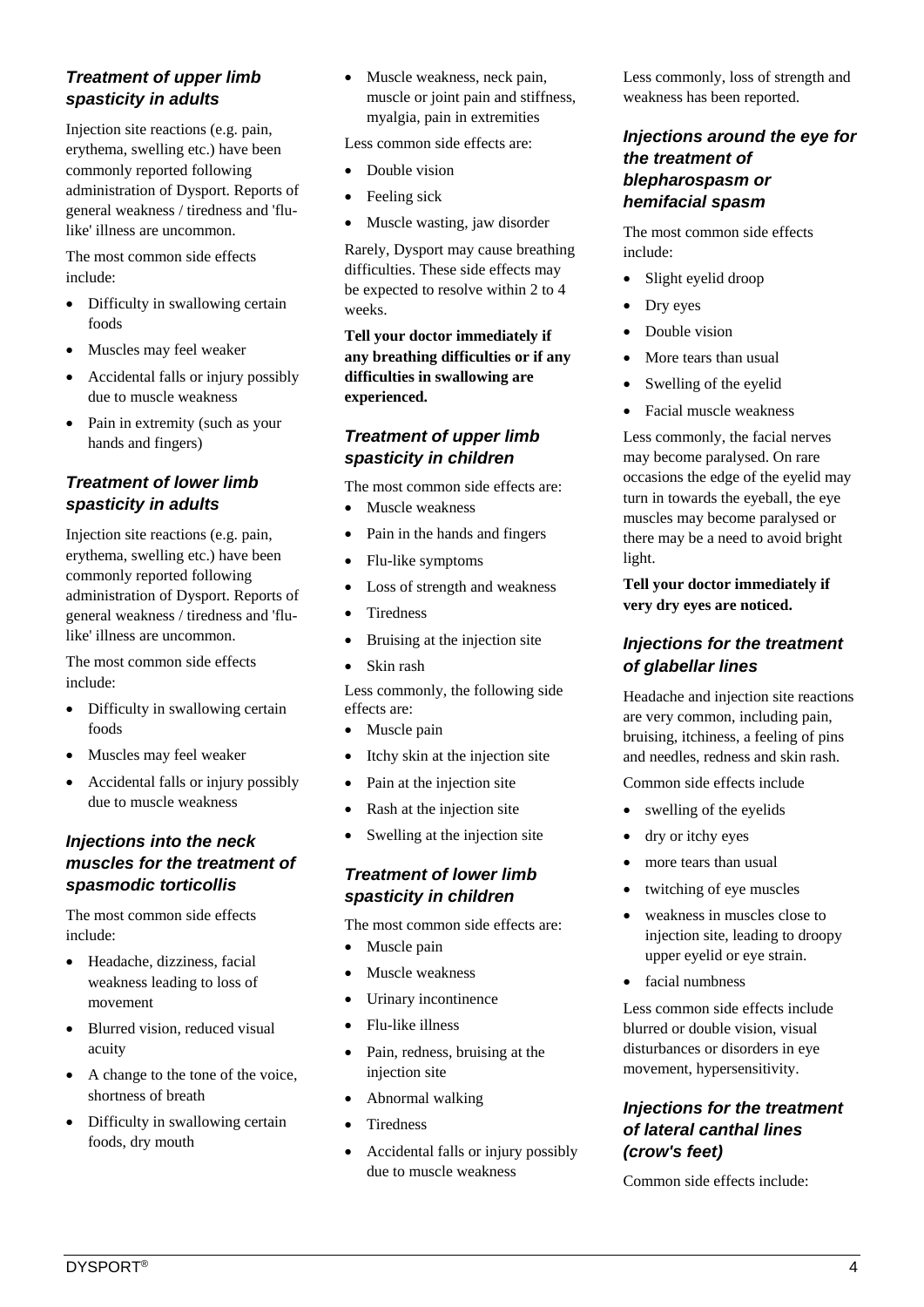### *Treatment of upper limb spasticity in adults*

Injection site reactions (e.g. pain, erythema, swelling etc.) have been commonly reported following administration of Dysport. Reports of general weakness / tiredness and 'flu-like' illness are uncommon.

The most common side effects include:

- Difficulty in swallowing certain foods
- Muscles may feel weaker
- Accidental falls or injury possibly due to muscle weakness
- Pain in extremity (such as your hands and fingers)

### *Treatment of lower limb spasticity in adults*

Injection site reactions (e.g. pain, erythema, swelling etc.) have been commonly reported following administration of Dysport. Reports of general weakness / tiredness and 'flu-like' illness are uncommon.

The most common side effects include:

- Difficulty in swallowing certain foods
- Muscles may feel weaker
- Accidental falls or injury possibly due to muscle weakness

### *Injections into the neck muscles for the treatment of spasmodic torticollis*

The most common side effects include:

- Headache, dizziness, facial weakness leading to loss of movement
- Blurred vision, reduced visual acuity
- A change to the tone of the voice, shortness of breath
- Difficulty in swallowing certain foods, dry mouth
- Muscle weakness, neck pain, muscle or joint pain and stiffness, myalgia, pain in extremities

Less common side effects are:

- Double vision
- Feeling sick
- Muscle wasting, jaw disorder

Rarely, Dysport may cause breathing difficulties. These side effects may be expected to resolve within 2 to 4 weeks.

**Tell your doctor immediately if any breathing difficulties or if any difficulties in swallowing are experienced.**

### *Treatment of upper limb spasticity in children*

The most common side effects are:

- Muscle weakness
- Pain in the hands and fingers
- Flu-like symptoms
- Loss of strength and weakness
- Tiredness
- Bruising at the injection site
- Skin rash

Less commonly, the following side effects are:

- Muscle pain
- Itchy skin at the injection site
- Pain at the injection site
- Rash at the injection site
- Swelling at the injection site

### *Treatment of lower limb spasticity in children*

The most common side effects are:

- Muscle pain
- Muscle weakness
- Urinary incontinence
- Flu-like illness
- Pain, redness, bruising at the injection site
- Abnormal walking
- Tiredness
- Accidental falls or injury possibly due to muscle weakness

Less commonly, loss of strength and weakness has been reported.

### *Injections around the eye for the treatment of blepharospasm or hemifacial spasm*

The most common side effects include:

- Slight eyelid droop
- Dry eyes
- Double vision
- More tears than usual
- Swelling of the eyelid
- Facial muscle weakness

Less commonly, the facial nerves may become paralysed. On rare occasions the edge of the eyelid may turn in towards the eyeball, the eye muscles may become paralysed or there may be a need to avoid bright light.

**Tell your doctor immediately if very dry eyes are noticed.**

### *Injections for the treatment of glabellar lines*

Headache and injection site reactions are very common, including pain, bruising, itchiness, a feeling of pins and needles, redness and skin rash.

Common side effects include

- swelling of the eyelids
- dry or itchy eyes
- more tears than usual
- twitching of eye muscles
- weakness in muscles close to injection site, leading to droopy upper eyelid or eye strain.
- facial numbness

Less common side effects include blurred or double vision, visual disturbances or disorders in eye movement, hypersensitivity.

### *Injections for the treatment of lateral canthal lines (crow's feet)*

Common side effects include: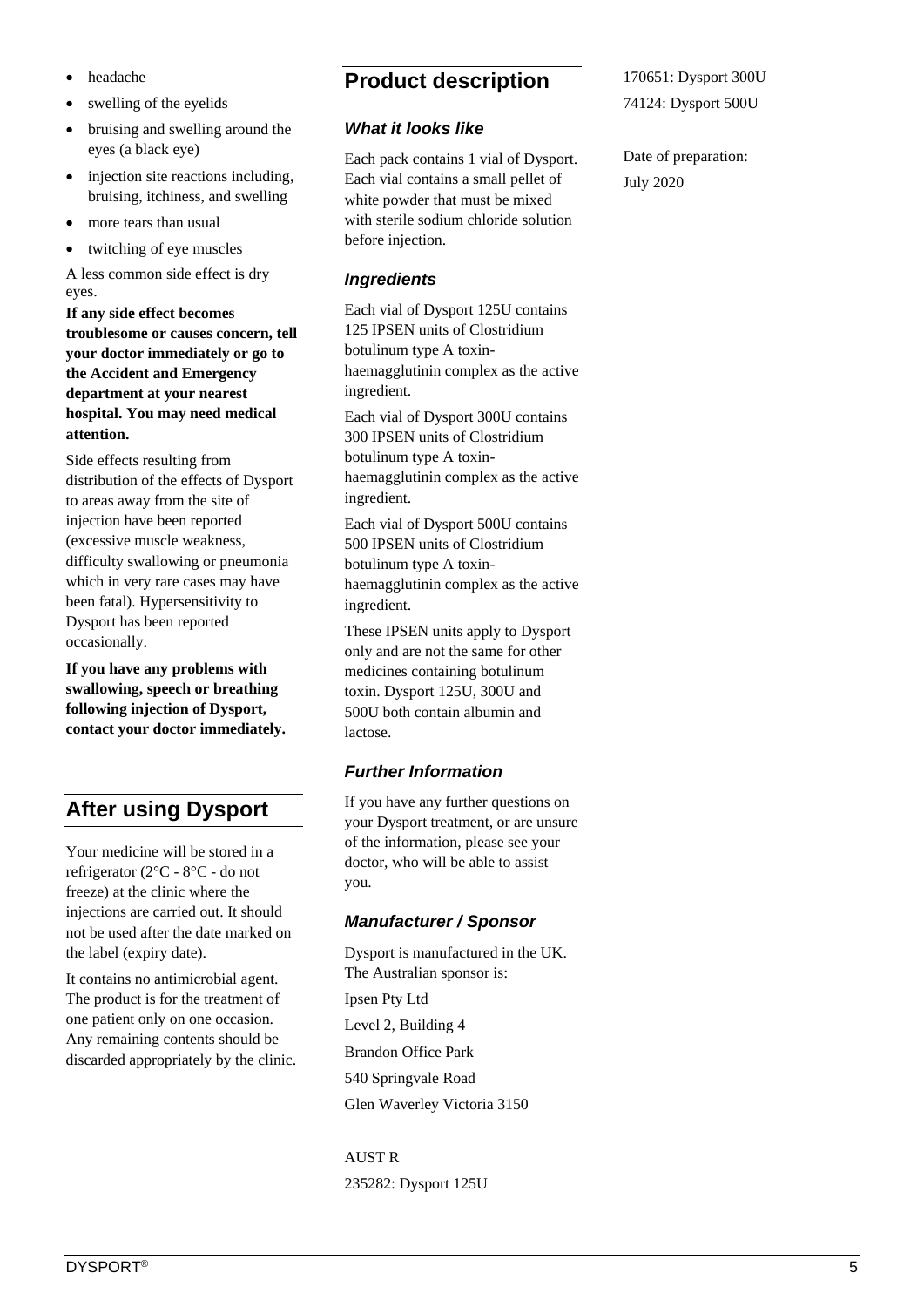- headache
- swelling of the eyelids
- bruising and swelling around the eyes (a black eye)
- injection site reactions including, bruising, itchiness, and swelling
- more tears than usual
- twitching of eye muscles

A less common side effect is dry eyes.

**If any side effect becomes troublesome or causes concern, tell your doctor immediately or go to the Accident and Emergency department at your nearest hospital. You may need medical attention.**

Side effects resulting from distribution of the effects of Dysport to areas away from the site of injection have been reported (excessive muscle weakness, difficulty swallowing or pneumonia which in very rare cases may have been fatal). Hypersensitivity to Dysport has been reported occasionally.

**If you have any problems with swallowing, speech or breathing following injection of Dysport, contact your doctor immediately.**

## After using Dysport

Your medicine will be stored in a refrigerator (2°C - 8°C - do not freeze) at the clinic where the injections are carried out. It should not be used after the date marked on the label (expiry date).

It contains no antimicrobial agent. The product is for the treatment of one patient only on one occasion. Any remaining contents should be discarded appropriately by the clinic.

## Product description

### *What it looks like*

Each pack contains 1 vial of Dysport. Each vial contains a small pellet of white powder that must be mixed with sterile sodium chloride solution before injection.

### *Ingredients*

Each vial of Dysport 125U contains 125 IPSEN units of Clostridium botulinum type A toxin-haemagglutinin complex as the active ingredient.

Each vial of Dysport 300U contains 300 IPSEN units of Clostridium botulinum type A toxin-haemagglutinin complex as the active ingredient.

Each vial of Dysport 500U contains 500 IPSEN units of Clostridium botulinum type A toxin-haemagglutinin complex as the active ingredient.

These IPSEN units apply to Dysport only and are not the same for other medicines containing botulinum toxin. Dysport 125U, 300U and 500U both contain albumin and lactose.

### *Further Information*

If you have any further questions on your Dysport treatment, or are unsure of the information, please see your doctor, who will be able to assist you.

### *Manufacturer / Sponsor*

Dysport is manufactured in the UK. The Australian sponsor is:

Ipsen Pty Ltd

Level 2, Building 4

Brandon Office Park

540 Springvale Road

Glen Waverley Victoria 3150

AUST R

235282: Dysport 125U

170651: Dysport 300U

74124: Dysport 500U

Date of preparation:

July 2020